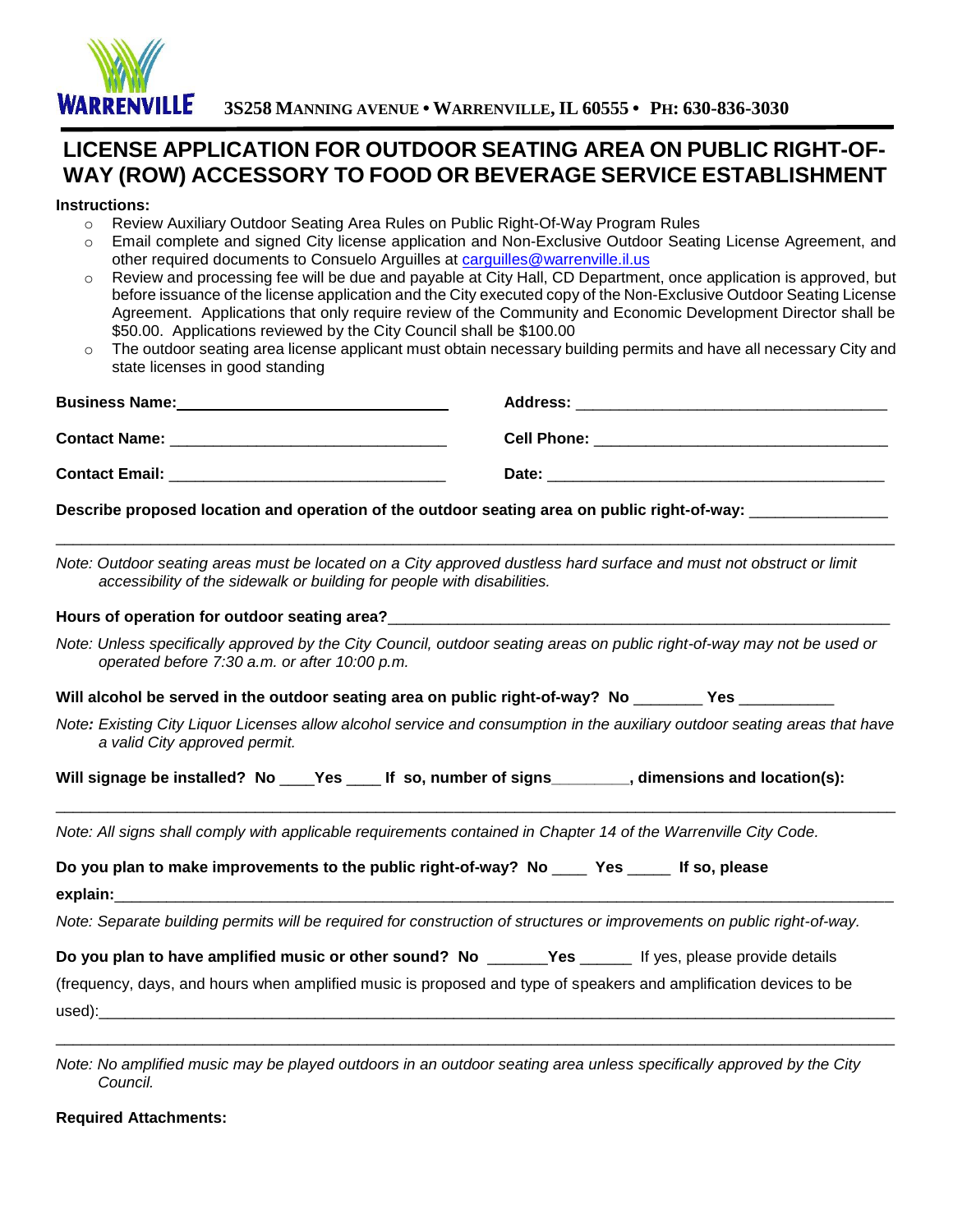**WARRENVILLE** 3S258 MANNING AVENUE • WARRENVILLE, IL 60555 • PH: 630-836-3030

# LICENSE APPLICATION FOR OUTDOOR SEATING AREA ON PUBLIC RIGHT-OF-WAY (ROW) ACCESSORY TO FOOD OR BEVERAGE SERVICE ESTABLISHMENT

**Instructions:**

- Review Auxiliary Outdoor Seating Area Rules on Public Right-Of-Way Program Rules
- Email complete and signed City license application and Non-Exclusive Outdoor Seating License Agreement, and other required documents to Consuelo Arguilles at carguilles@warrenville.il.us
- Review and processing fee will be due and payable at City Hall, CD Department, once application is approved, but before issuance of the license application and the City executed copy of the Non-Exclusive Outdoor Seating License Agreement. Applications that only require review of the Community and Economic Development Director shall be $50.00. Applications reviewed by the City Council shall be $100.00
- The outdoor seating area license applicant must obtain necessary building permits and have all necessary City and state licenses in good standing

**Business Name:**_______________________________ **Address:** _______________________________

**Contact Name:** _______________________________ **Cell Phone:** _______________________________

**Contact Email:** _______________________________ **Date:** _______________________________

**Describe proposed location and operation of the outdoor seating area on public right-of-way:** _______________

_______________________________________________________________________________________

*Note: Outdoor seating areas must be located on a City approved dustless hard surface and must not obstruct or limit accessibility of the sidewalk or building for people with disabilities.*

**Hours of operation for outdoor seating area?**_______________________________________________

*Note: Unless specifically approved by the City Council, outdoor seating areas on public right-of-way may not be used or operated before 7:30 a.m. or after 10:00 p.m.*

**Will alcohol be served in the outdoor seating area on public right-of-way? No** ________ **Yes** ___________

*Note: Existing City Liquor Licenses allow alcohol service and consumption in the auxiliary outdoor seating areas that have a valid City approved permit.*

**Will signage be installed? No** ____**Yes** ____ **If so, number of signs**________**, dimensions and location(s):**

_______________________________________________________________________________________

*Note: All signs shall comply with applicable requirements contained in Chapter 14 of the Warrenville City Code.*

**Do you plan to make improvements to the public right-of-way? No** ____ **Yes** _____ **If so, please explain:**_______________________________________________________________________________

*Note: Separate building permits will be required for construction of structures or improvements on public right-of-way.*

**Do you plan to have amplified music or other sound? No** _______**Yes** ______ If yes, please provide details (frequency, days, and hours when amplified music is proposed and type of speakers and amplification devices to be used):_______________________________________________________________________________

_______________________________________________________________________________________

*Note: No amplified music may be played outdoors in an outdoor seating area unless specifically approved by the City Council.*

**Required Attachments:**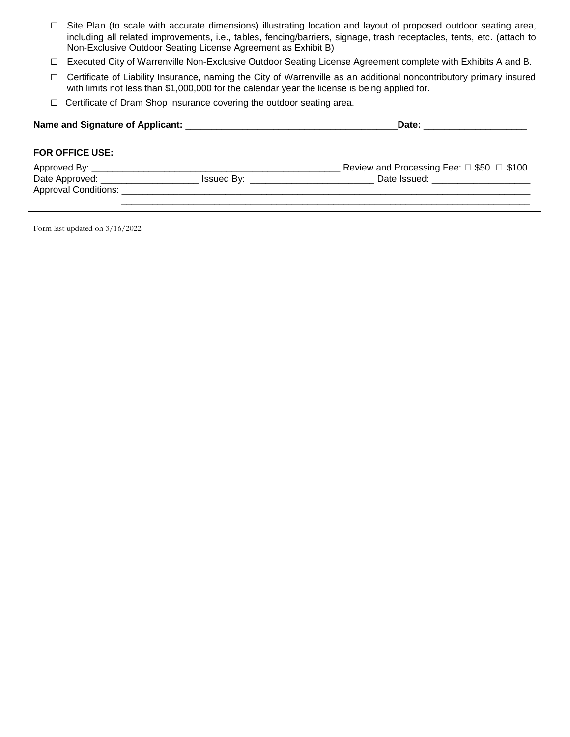- ☐ Site Plan (to scale with accurate dimensions) illustrating location and layout of proposed outdoor seating area, including all related improvements, i.e., tables, fencing/barriers, signage, trash receptacles, tents, etc. (attach to Non-Exclusive Outdoor Seating License Agreement as Exhibit B)
- ☐ Executed City of Warrenville Non-Exclusive Outdoor Seating License Agreement complete with Exhibits A and B.
- ☐ Certificate of Liability Insurance, naming the City of Warrenville as an additional noncontributory primary insured with limits not less than $1,000,000 for the calendar year the license is being applied for.
- ☐ Certificate of Dram Shop Insurance covering the outdoor seating area.

**Name and Signature of Applicant:** ________________________________________ **Date:** ____________________

**FOR OFFICE USE:**

Approved By: ______________________________________________ Review and Processing Fee: ☐ $50 ☐ $100

Date Approved: ___________________ Issued By: ________________________ Date Issued: ___________________

Approval Conditions: ______________________________________________________________________________

_______________________________________________________________________________

Form last updated on 3/16/2022